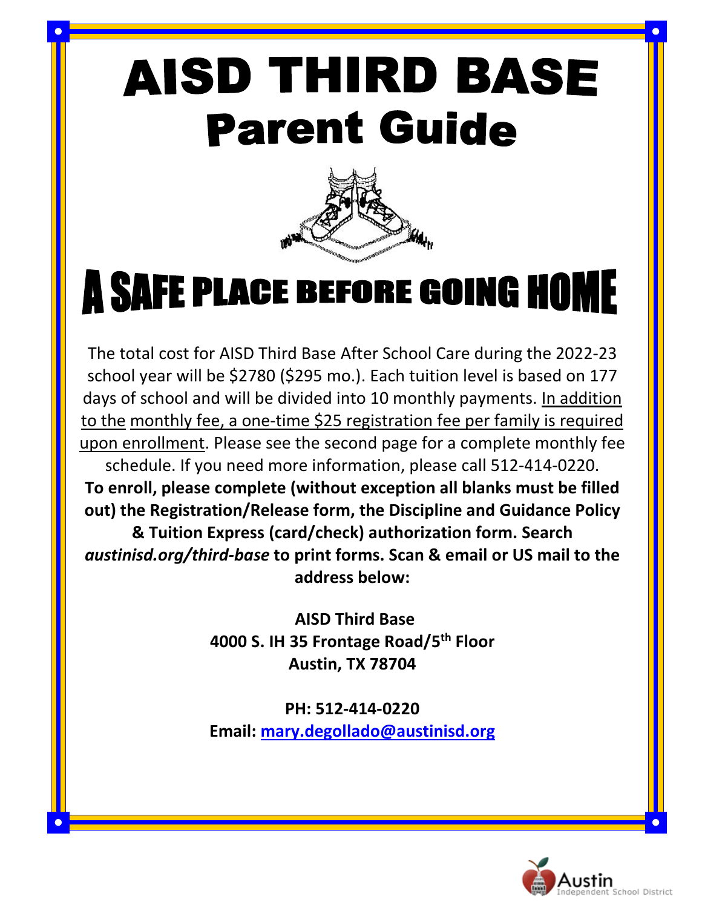# AISD THIRD BASE
## Parent Guide

# A SAFE PLACE BEFORE GOING HOME

The total cost for AISD Third Base After School Care during the 2022-23 school year will be $2780 ($295 mo.). Each tuition level is based on 177 days of school and will be divided into 10 monthly payments. In addition to the monthly fee, a one-time $25 registration fee per family is required upon enrollment. Please see the second page for a complete monthly fee schedule. If you need more information, please call 512-414-0220.

**To enroll, please complete (without exception all blanks must be filled out) the Registration/Release form, the Discipline and Guidance Policy & Tuition Express (card/check) authorization form. Search *austinisd.org/third-base* to print forms. Scan & email or US mail to the address below:**

**AISD Third Base**
**4000 S. IH 35 Frontage Road/5th Floor**
**Austin, TX 78704**

**PH: 512-414-0220**
**Email: mary.degollado@austinisd.org**

Austin Independent School District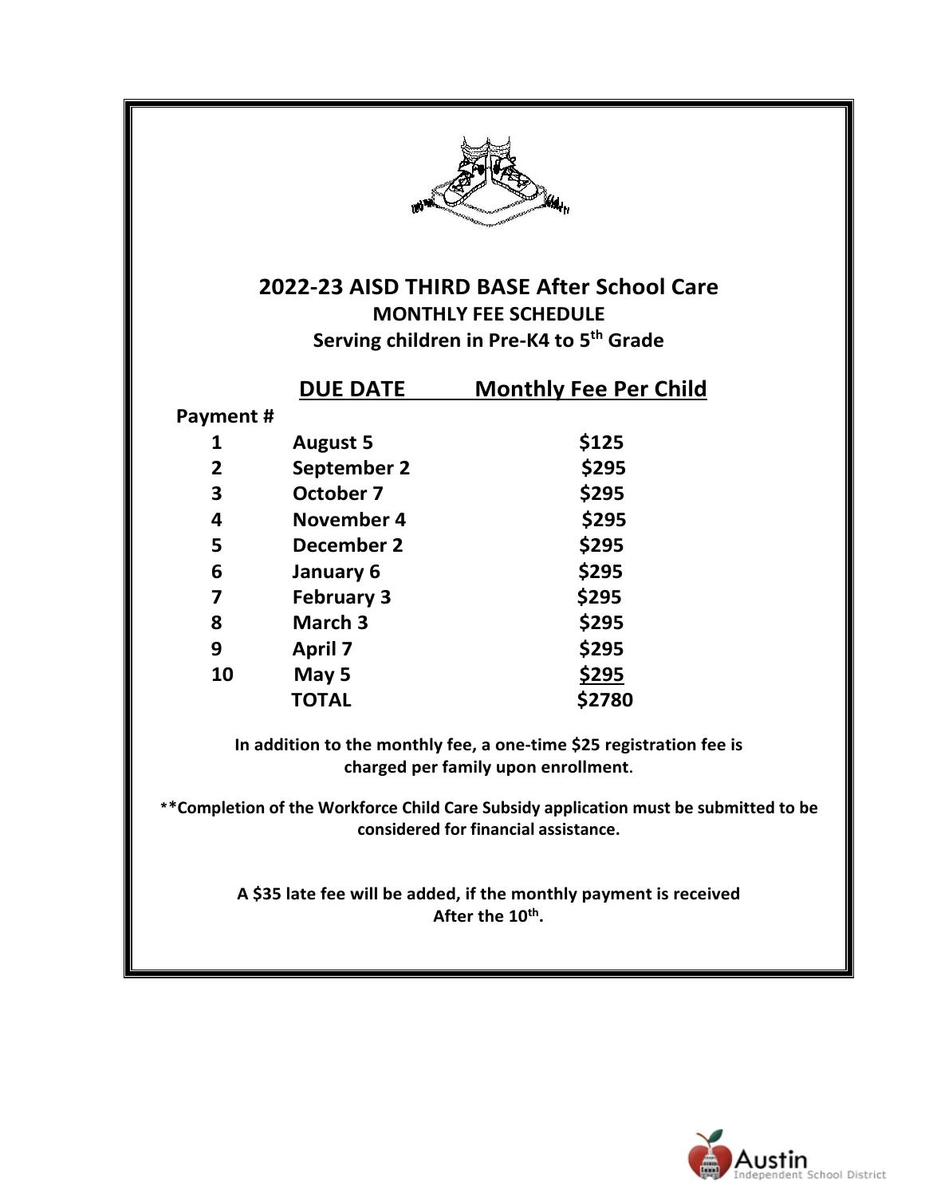# 2022-23 AISD THIRD BASE After School Care

## MONTHLY FEE SCHEDULE

### Serving children in Pre-K4 to 5th Grade

| Payment # | DUE DATE | Monthly Fee Per Child |
|---|---|---|
| 1 | August 5 | $125 |
| 2 | September 2 | $295 |
| 3 | October 7 | $295 |
| 4 | November 4 | $295 |
| 5 | December 2 | $295 |
| 6 | January 6 | $295 |
| 7 | February 3 | $295 |
| 8 | March 3 | $295 |
| 9 | April 7 | $295 |
| 10 | May 5 | $295 |
| | TOTAL | $2780 |

**In addition to the monthly fee, a one-time $25 registration fee is charged per family upon enrollment.**

****Completion of the Workforce Child Care Subsidy application must be submitted to be considered for financial assistance.**

**A $35 late fee will be added, if the monthly payment is received After the 10th.**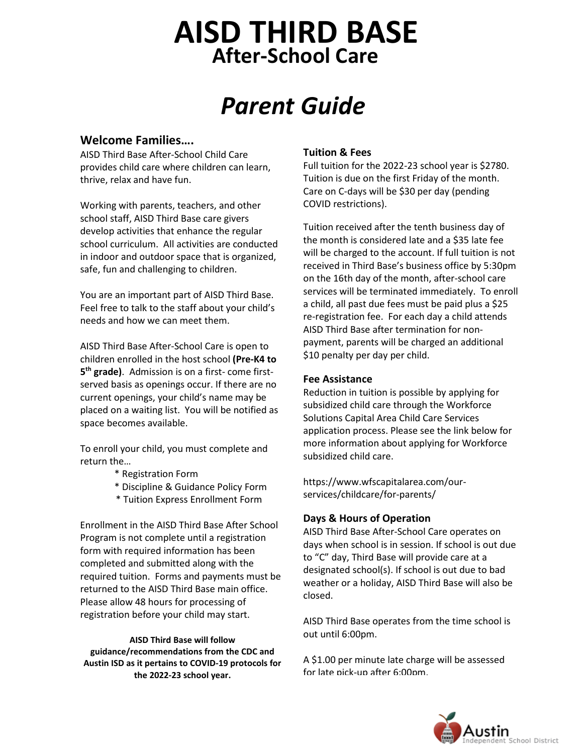# AISD THIRD BASE

## After-School Care

# *Parent Guide*

### Welcome Families….

AISD Third Base After-School Child Care provides child care where children can learn, thrive, relax and have fun.

Working with parents, teachers, and other school staff, AISD Third Base care givers develop activities that enhance the regular school curriculum. All activities are conducted in indoor and outdoor space that is organized, safe, fun and challenging to children.

You are an important part of AISD Third Base. Feel free to talk to the staff about your child's needs and how we can meet them.

AISD Third Base After-School Care is open to children enrolled in the host school **(Pre-K4 to 5th grade)**. Admission is on a first- come first-served basis as openings occur. If there are no current openings, your child's name may be placed on a waiting list. You will be notified as space becomes available.

To enroll your child, you must complete and return the…

* Registration Form
* Discipline & Guidance Policy Form
* Tuition Express Enrollment Form

Enrollment in the AISD Third Base After School Program is not complete until a registration form with required information has been completed and submitted along with the required tuition. Forms and payments must be returned to the AISD Third Base main office. Please allow 48 hours for processing of registration before your child may start.

**AISD Third Base will follow guidance/recommendations from the CDC and Austin ISD as it pertains to COVID-19 protocols for the 2022-23 school year.**

### Tuition & Fees

Full tuition for the 2022-23 school year is $2780. Tuition is due on the first Friday of the month. Care on C-days will be $30 per day (pending COVID restrictions).

Tuition received after the tenth business day of the month is considered late and a $35 late fee will be charged to the account. If full tuition is not received in Third Base's business office by 5:30pm on the 16th day of the month, after-school care services will be terminated immediately. To enroll a child, all past due fees must be paid plus a $25 re-registration fee. For each day a child attends AISD Third Base after termination for non-payment, parents will be charged an additional $10 penalty per day per child.

### Fee Assistance

Reduction in tuition is possible by applying for subsidized child care through the Workforce Solutions Capital Area Child Care Services application process. Please see the link below for more information about applying for Workforce subsidized child care.

https://www.wfscapitalarea.com/our-services/childcare/for-parents/

### Days & Hours of Operation

AISD Third Base After-School Care operates on days when school is in session. If school is out due to "C" day, Third Base will provide care at a designated school(s). If school is out due to bad weather or a holiday, AISD Third Base will also be closed.

AISD Third Base operates from the time school is out until 6:00pm.

A $1.00 per minute late charge will be assessed for late pick-up after 6:00pm.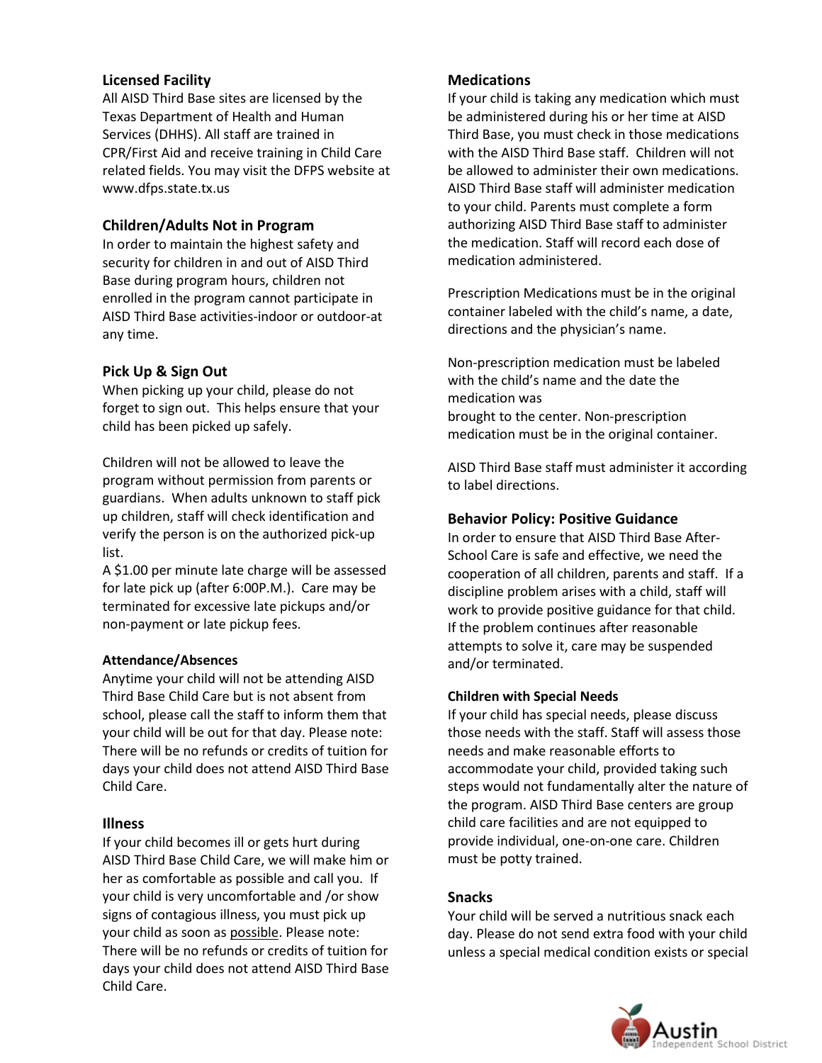### Licensed Facility

All AISD Third Base sites are licensed by the Texas Department of Health and Human Services (DHHS). All staff are trained in CPR/First Aid and receive training in Child Care related fields. You may visit the DFPS website at www.dfps.state.tx.us

### Children/Adults Not in Program

In order to maintain the highest safety and security for children in and out of AISD Third Base during program hours, children not enrolled in the program cannot participate in AISD Third Base activities-indoor or outdoor-at any time.

### Pick Up & Sign Out

When picking up your child, please do not forget to sign out. This helps ensure that your child has been picked up safely.

Children will not be allowed to leave the program without permission from parents or guardians. When adults unknown to staff pick up children, staff will check identification and verify the person is on the authorized pick-up list.
A $1.00 per minute late charge will be assessed for late pick up (after 6:00P.M.). Care may be terminated for excessive late pickups and/or non-payment or late pickup fees.

#### Attendance/Absences

Anytime your child will not be attending AISD Third Base Child Care but is not absent from school, please call the staff to inform them that your child will be out for that day. Please note: There will be no refunds or credits of tuition for days your child does not attend AISD Third Base Child Care.

### Illness

If your child becomes ill or gets hurt during AISD Third Base Child Care, we will make him or her as comfortable as possible and call you. If your child is very uncomfortable and /or show signs of contagious illness, you must pick up your child as soon as possible. Please note: There will be no refunds or credits of tuition for days your child does not attend AISD Third Base Child Care.

### Medications

If your child is taking any medication which must be administered during his or her time at AISD Third Base, you must check in those medications with the AISD Third Base staff. Children will not be allowed to administer their own medications. AISD Third Base staff will administer medication to your child. Parents must complete a form authorizing AISD Third Base staff to administer the medication. Staff will record each dose of medication administered.

Prescription Medications must be in the original container labeled with the child's name, a date, directions and the physician's name.

Non-prescription medication must be labeled with the child's name and the date the medication was
brought to the center. Non-prescription medication must be in the original container.

AISD Third Base staff must administer it according to label directions.

### Behavior Policy: Positive Guidance

In order to ensure that AISD Third Base After-School Care is safe and effective, we need the cooperation of all children, parents and staff. If a discipline problem arises with a child, staff will work to provide positive guidance for that child. If the problem continues after reasonable attempts to solve it, care may be suspended and/or terminated.

#### Children with Special Needs

If your child has special needs, please discuss those needs with the staff. Staff will assess those needs and make reasonable efforts to accommodate your child, provided taking such steps would not fundamentally alter the nature of the program. AISD Third Base centers are group child care facilities and are not equipped to provide individual, one-on-one care. Children must be potty trained.

### Snacks

Your child will be served a nutritious snack each day. Please do not send extra food with your child unless a special medical condition exists or special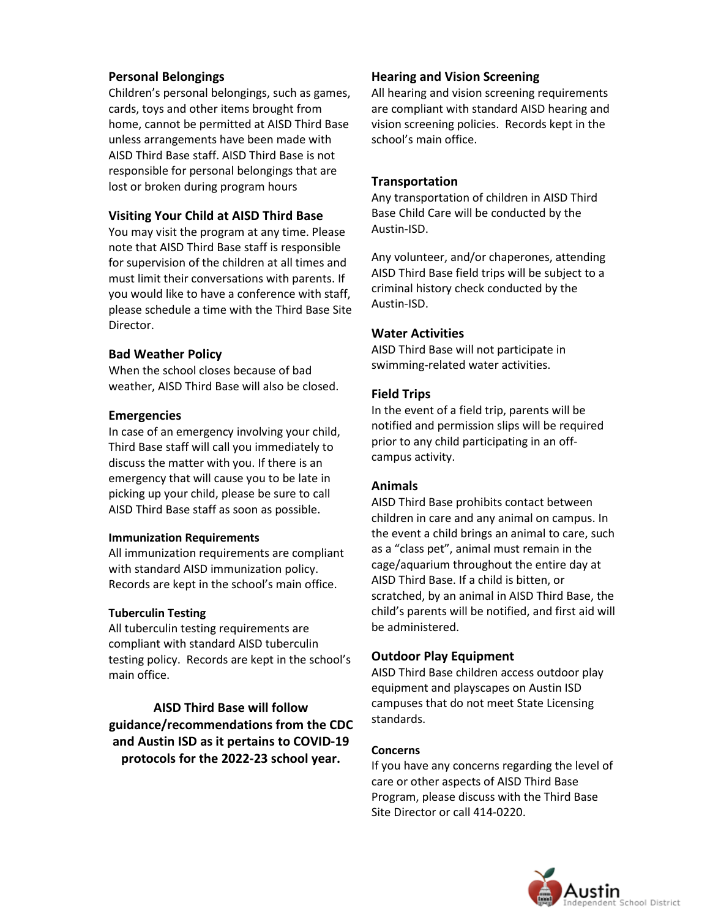## Personal Belongings

Children's personal belongings, such as games, cards, toys and other items brought from home, cannot be permitted at AISD Third Base unless arrangements have been made with AISD Third Base staff. AISD Third Base is not responsible for personal belongings that are lost or broken during program hours

## Visiting Your Child at AISD Third Base

You may visit the program at any time. Please note that AISD Third Base staff is responsible for supervision of the children at all times and must limit their conversations with parents. If you would like to have a conference with staff, please schedule a time with the Third Base Site Director.

## Bad Weather Policy

When the school closes because of bad weather, AISD Third Base will also be closed.

## Emergencies

In case of an emergency involving your child, Third Base staff will call you immediately to discuss the matter with you. If there is an emergency that will cause you to be late in picking up your child, please be sure to call AISD Third Base staff as soon as possible.

### Immunization Requirements

All immunization requirements are compliant with standard AISD immunization policy. Records are kept in the school's main office.

### Tuberculin Testing

All tuberculin testing requirements are compliant with standard AISD tuberculin testing policy. Records are kept in the school's main office.

**AISD Third Base will follow guidance/recommendations from the CDC and Austin ISD as it pertains to COVID-19 protocols for the 2022-23 school year.**

## Hearing and Vision Screening

All hearing and vision screening requirements are compliant with standard AISD hearing and vision screening policies. Records kept in the school's main office.

## Transportation

Any transportation of children in AISD Third Base Child Care will be conducted by the Austin-ISD.

Any volunteer, and/or chaperones, attending AISD Third Base field trips will be subject to a criminal history check conducted by the Austin-ISD.

## Water Activities

AISD Third Base will not participate in swimming-related water activities.

## Field Trips

In the event of a field trip, parents will be notified and permission slips will be required prior to any child participating in an off-campus activity.

## Animals

AISD Third Base prohibits contact between children in care and any animal on campus. In the event a child brings an animal to care, such as a "class pet", animal must remain in the cage/aquarium throughout the entire day at AISD Third Base. If a child is bitten, or scratched, by an animal in AISD Third Base, the child's parents will be notified, and first aid will be administered.

## Outdoor Play Equipment

AISD Third Base children access outdoor play equipment and playscapes on Austin ISD campuses that do not meet State Licensing standards.

### Concerns

If you have any concerns regarding the level of care or other aspects of AISD Third Base Program, please discuss with the Third Base Site Director or call 414-0220.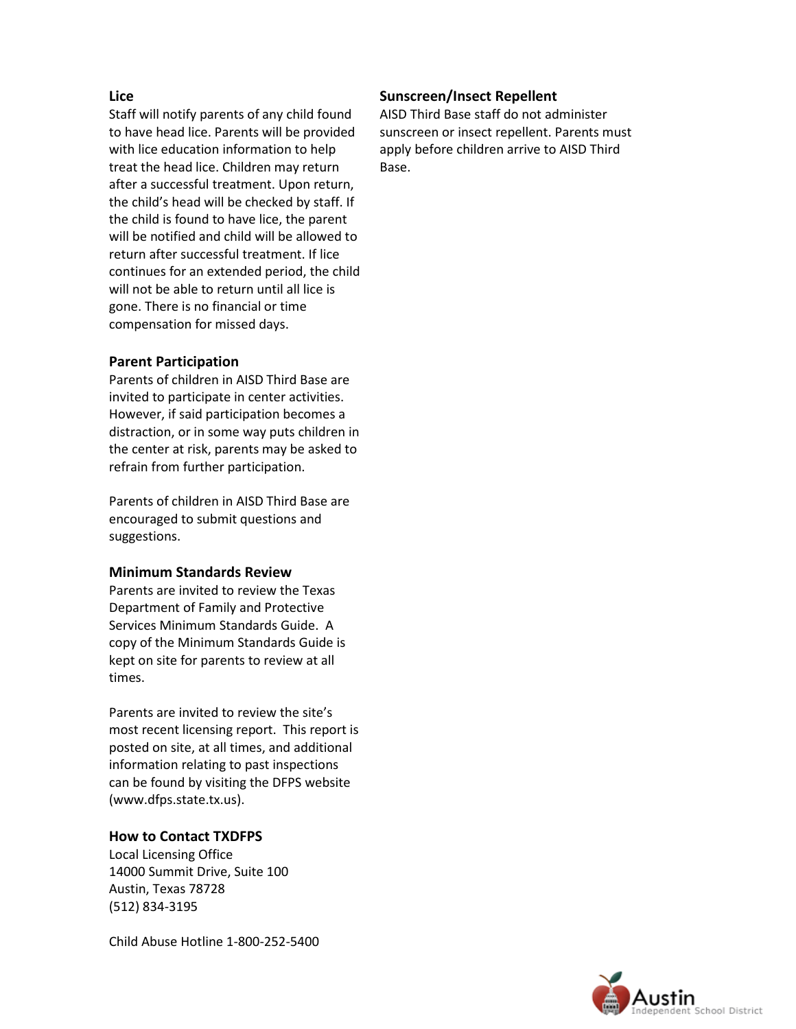### Lice

Staff will notify parents of any child found to have head lice. Parents will be provided with lice education information to help treat the head lice. Children may return after a successful treatment. Upon return, the child's head will be checked by staff. If the child is found to have lice, the parent will be notified and child will be allowed to return after successful treatment. If lice continues for an extended period, the child will not be able to return until all lice is gone. There is no financial or time compensation for missed days.

### Parent Participation

Parents of children in AISD Third Base are invited to participate in center activities. However, if said participation becomes a distraction, or in some way puts children in the center at risk, parents may be asked to refrain from further participation.

Parents of children in AISD Third Base are encouraged to submit questions and suggestions.

### Minimum Standards Review

Parents are invited to review the Texas Department of Family and Protective Services Minimum Standards Guide. A copy of the Minimum Standards Guide is kept on site for parents to review at all times.

Parents are invited to review the site's most recent licensing report. This report is posted on site, at all times, and additional information relating to past inspections can be found by visiting the DFPS website (www.dfps.state.tx.us).

### How to Contact TXDFPS

Local Licensing Office
14000 Summit Drive, Suite 100
Austin, Texas 78728
(512) 834-3195

Child Abuse Hotline 1-800-252-5400

### Sunscreen/Insect Repellent

AISD Third Base staff do not administer sunscreen or insect repellent. Parents must apply before children arrive to AISD Third Base.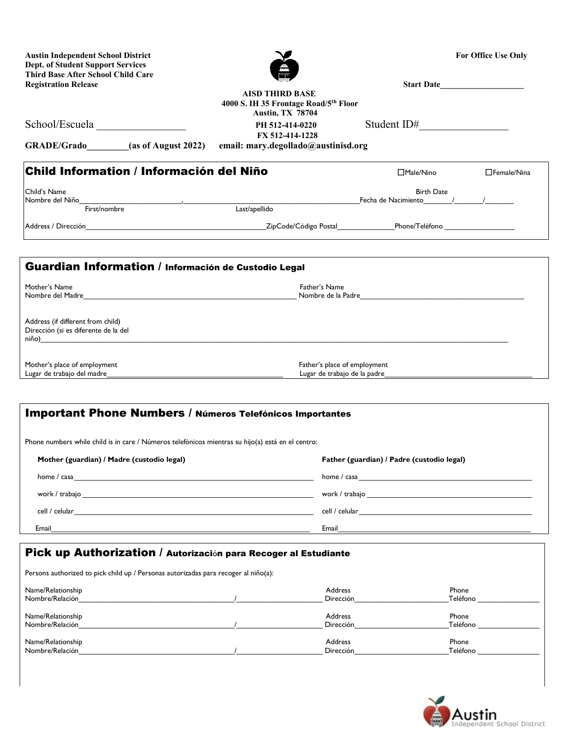**Austin Independent School District**
**Dept. of Student Support Services**
**Third Base After School Child Care**
**Registration Release**

**For Office Use Only**

**Start Date___________________**

**AISD THIRD BASE**
**4000 S. IH 35 Frontage Road/5th Floor**
**Austin, TX 78704**
**PH 512-414-0220**
**FX 512-414-1228**
**email: mary.degollado@austinisd.org**

School/Escuela _________________ Student ID#_________________

**GRADE/Grado_________(as of August 2022)**

## Child Information / Información del Niño

☐Male/Nino ☐Female/Nina

Child's Name
Nombre del Niño__________________________, ____________________________________________ Fecha de Nacimiento_______/_______/_______
First/nombre Last/apellido Birth Date

Address / Dirección_____________________________________________ZipCode/Código Postal______________Phone/Teléfono _________________

## Guardian Information / Información de Custodio Legal

Mother's Name
Nombre del Madre_______________________________________________________

Father's Name
Nombre de la Padre__________________________________________

Address (if different from child)
Dirección (si es diferente de la del niño)____________________________________________________________________________________________

Mother's place of employment
Lugar de trabajo del madre_____________________________________________

Father's place of employment
Lugar de trabajo de la padre_______________________________________

## Important Phone Numbers / Números Telefónicos Importantes

Phone numbers while child is in care / Números telefónicos mientras su hijo(a) está en el centro:

**Mother (guardian) / Madre (custodio legal)**

home / casa_________________________________________________________________

work / trabajo _______________________________________________________________

cell / celular_________________________________________________________________

Email______________________________________________________________________

**Father (guardian) / Padre (custodio legal)**

home / casa ______________________________________________

work / trabajo ____________________________________________

cell / celular______________________________________________

Email____________________________________________________

## Pick up Authorization / Autorización para Recoger al Estudiante

Persons authorized to pick child up / Personas autorizadas para recoger al niño(a):

Name/Relationship
Nombre/Relación________________________________________/_____________________ Address Dirección________________________ Phone Teléfono _______________

Name/Relationship
Nombre/Relación________________________________________/_____________________ Address Dirección________________________ Phone Teléfono _______________

Name/Relationship
Nombre/Relación________________________________________/_____________________ Address Dirección________________________ Phone Teléfono _______________

Austin Independent School District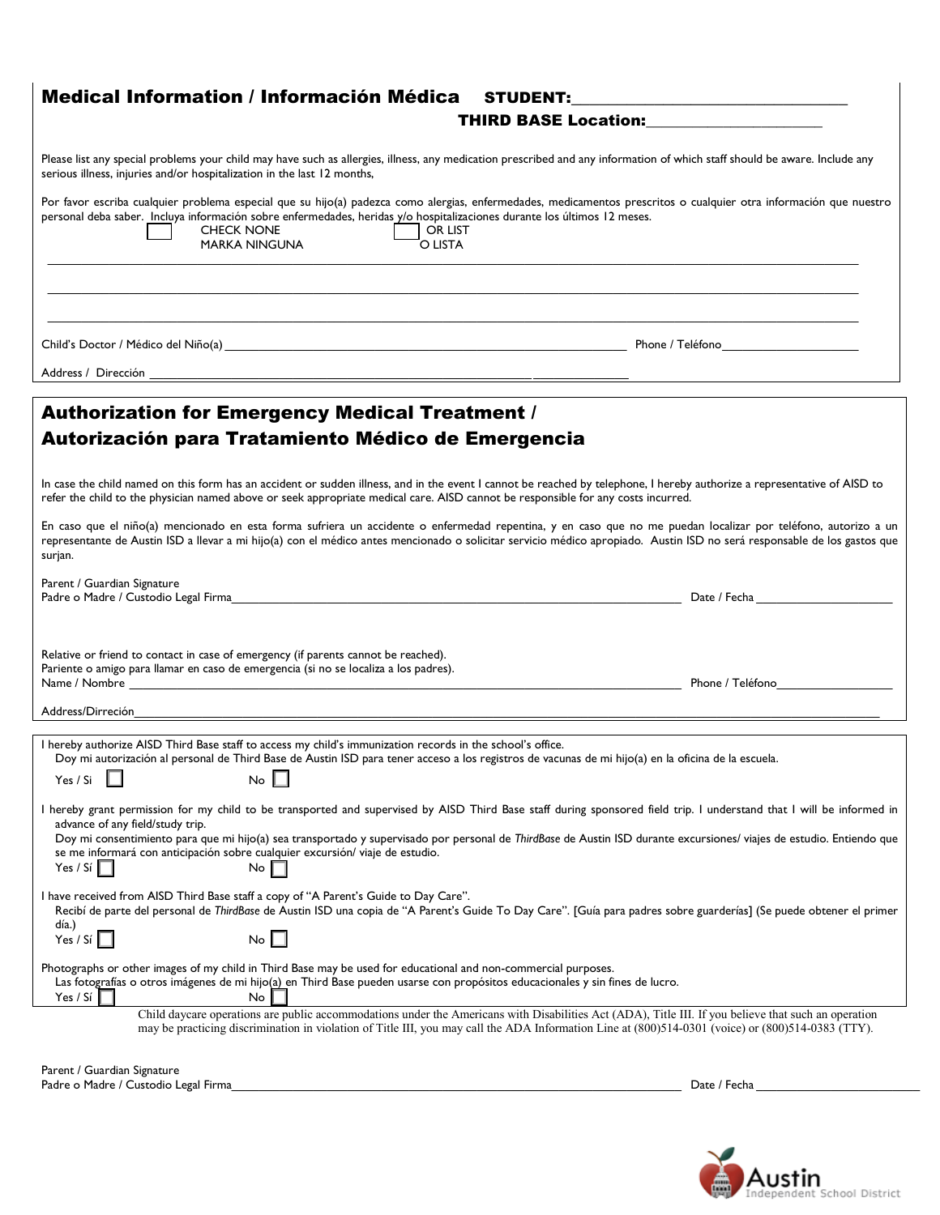## Medical Information / Información Médica

**STUDENT:** ___________________________________

**THIRD BASE Location:** _______________________

Please list any special problems your child may have such as allergies, illness, any medication prescribed and any information of which staff should be aware. Include any serious illness, injuries and/or hospitalization in the last 12 months,

Por favor escriba cualquier problema especial que su hijo(a) padezca como alergias, enfermedades, medicamentos prescritos o cualquier otra información que nuestro personal deba saber. Incluya información sobre enfermedades, heridas y/o hospitalizaciones durante los últimos 12 meses.

☐ CHECK NONE / MARKA NINGUNA ☐ OR LIST / O LISTA

_______________________________________________________________________________

_______________________________________________________________________________

_______________________________________________________________________________

Child's Doctor / Médico del Niño(a) ______________________________ Phone / Teléfono ____________________

Address / Dirección ______________________________________________

## Authorization for Emergency Medical Treatment / Autorización para Tratamiento Médico de Emergencia

In case the child named on this form has an accident or sudden illness, and in the event I cannot be reached by telephone, I hereby authorize a representative of AISD to refer the child to the physician named above or seek appropriate medical care. AISD cannot be responsible for any costs incurred.

En caso que el niño(a) mencionado en esta forma sufriera un accidente o enfermedad repentina, y en caso que no me puedan localizar por teléfono, autorizo a un representante de Austin ISD a llevar a mi hijo(a) con el médico antes mencionado o solicitar servicio médico apropiado. Austin ISD no será responsable de los gastos que surjan.

Parent / Guardian Signature
Padre o Madre / Custodio Legal Firma ______________________________ Date / Fecha ____________________

Relative or friend to contact in case of emergency (if parents cannot be reached).
Pariente o amigo para llamar en caso de emergencia (si no se localiza a los padres).
Name / Nombre ______________________________ Phone / Teléfono ____________________

Address/Dirreción ______________________________________________

I hereby authorize AISD Third Base staff to access my child's immunization records in the school's office.
Doy mi autorización al personal de Third Base de Austin ISD para tener acceso a los registros de vacunas de mi hijo(a) en la oficina de la escuela.

Yes / Si ☐ No ☐

I hereby grant permission for my child to be transported and supervised by AISD Third Base staff during sponsored field trip. I understand that I will be informed in advance of any field/study trip.
Doy mi consentimiento para que mi hijo(a) sea transportado y supervisado por personal de *ThirdBase* de Austin ISD durante excursiones/ viajes de estudio. Entiendo que se me informará con anticipación sobre cualquier excursión/ viaje de estudio.

Yes / Sí ☐ No ☐

I have received from AISD Third Base staff a copy of "A Parent's Guide to Day Care".
Recibí de parte del personal de *ThirdBase* de Austin ISD una copia de "A Parent's Guide To Day Care". [Guía para padres sobre guarderías] (Se puede obtener el primer día.)

Yes / Sí ☐ No ☐

Photographs or other images of my child in Third Base may be used for educational and non-commercial purposes.
Las fotografías o otros imágenes de mi hijo(a) en Third Base pueden usarse con propósitos educacionales y sin fines de lucro.

Yes / Sí ☐ No ☐

Child daycare operations are public accommodations under the Americans with Disabilities Act (ADA), Title III. If you believe that such an operation may be practicing discrimination in violation of Title III, you may call the ADA Information Line at (800)514-0301 (voice) or (800)514-0383 (TTY).

Parent / Guardian Signature
Padre o Madre / Custodio Legal Firma ______________________________ Date / Fecha ____________________

Austin Independent School District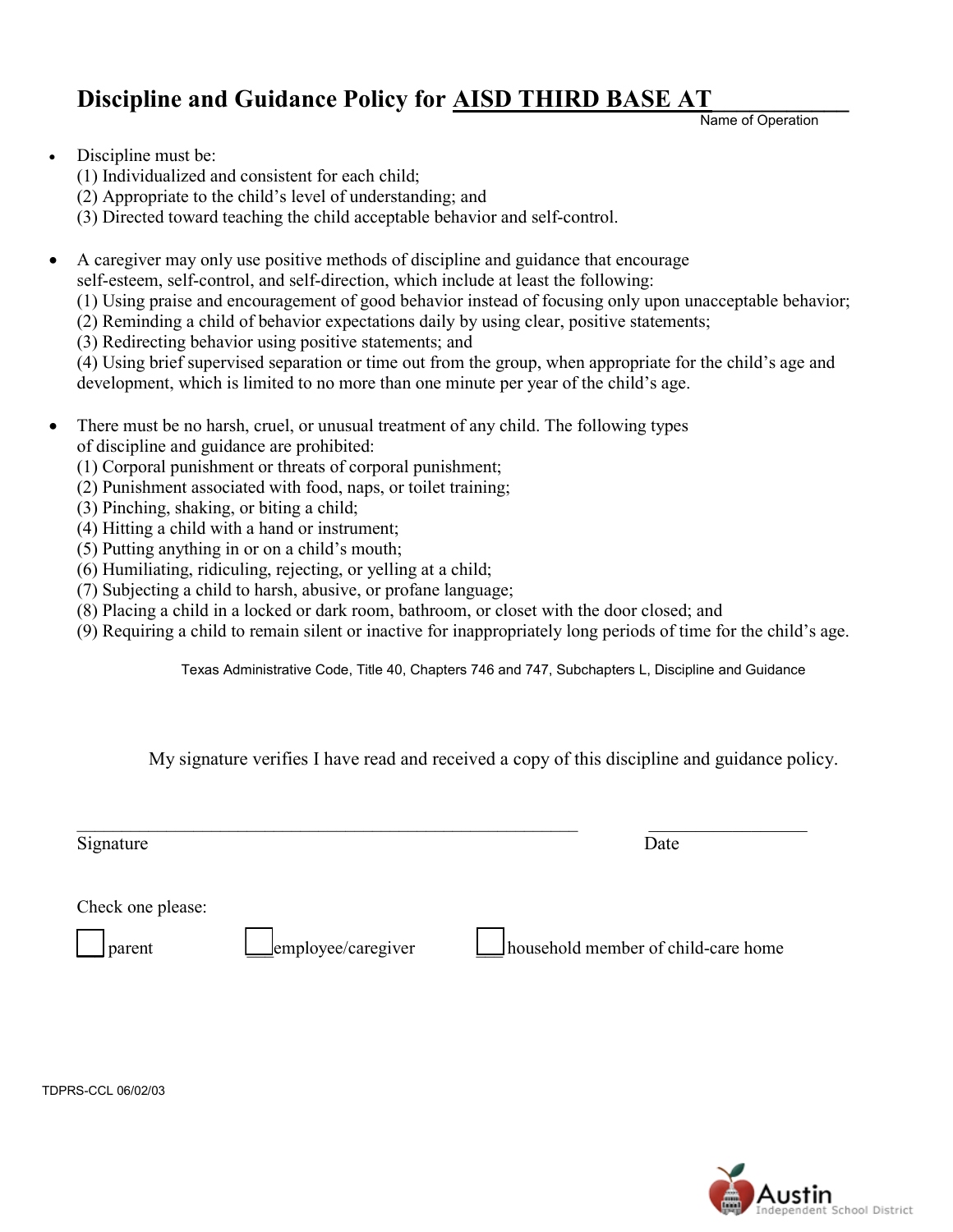# Discipline and Guidance Policy for AISD THIRD BASE AT___________

Name of Operation

- Discipline must be:
  (1) Individualized and consistent for each child;
  (2) Appropriate to the child's level of understanding; and
  (3) Directed toward teaching the child acceptable behavior and self-control.

- A caregiver may only use positive methods of discipline and guidance that encourage self-esteem, self-control, and self-direction, which include at least the following:
  (1) Using praise and encouragement of good behavior instead of focusing only upon unacceptable behavior;
  (2) Reminding a child of behavior expectations daily by using clear, positive statements;
  (3) Redirecting behavior using positive statements; and
  (4) Using brief supervised separation or time out from the group, when appropriate for the child's age and development, which is limited to no more than one minute per year of the child's age.

- There must be no harsh, cruel, or unusual treatment of any child. The following types of discipline and guidance are prohibited:
  (1) Corporal punishment or threats of corporal punishment;
  (2) Punishment associated with food, naps, or toilet training;
  (3) Pinching, shaking, or biting a child;
  (4) Hitting a child with a hand or instrument;
  (5) Putting anything in or on a child's mouth;
  (6) Humiliating, ridiculing, rejecting, or yelling at a child;
  (7) Subjecting a child to harsh, abusive, or profane language;
  (8) Placing a child in a locked or dark room, bathroom, or closet with the door closed; and
  (9) Requiring a child to remain silent or inactive for inappropriately long periods of time for the child's age.

Texas Administrative Code, Title 40, Chapters 746 and 747, Subchapters L, Discipline and Guidance

My signature verifies I have read and received a copy of this discipline and guidance policy.

_______________________________________________________ _________________

Signature Date

Check one please:

☐ parent ☐ employee/caregiver ☐ household member of child-care home

TDPRS-CCL 06/02/03

Austin Independent School District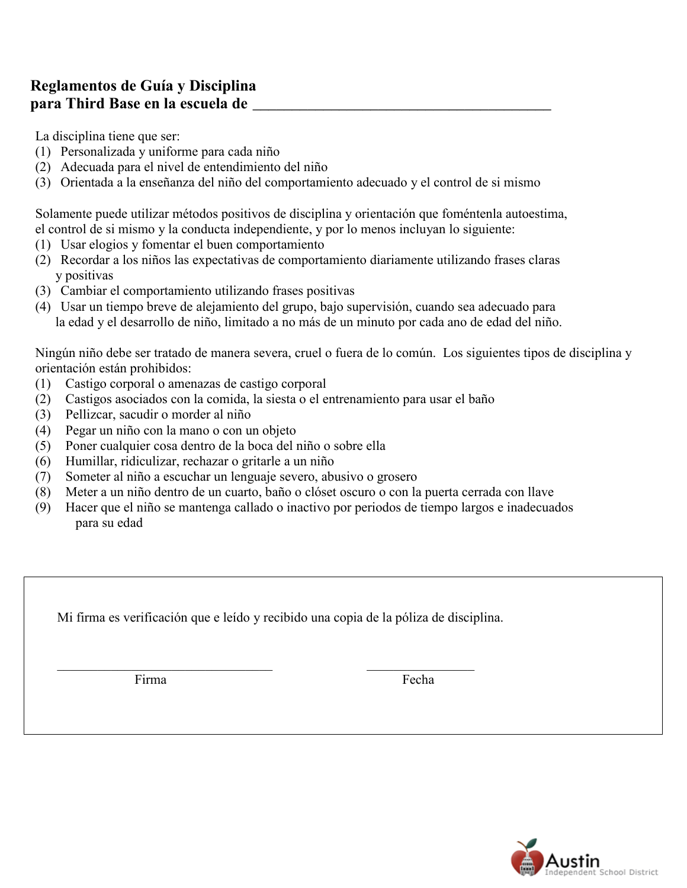**Reglamentos de Guía y Disciplina para Third Base en la escuela de _______________________________________**

La disciplina tiene que ser:

(1) Personalizada y uniforme para cada niño
(2) Adecuada para el nivel de entendimiento del niño
(3) Orientada a la enseñanza del niño del comportamiento adecuado y el control de si mismo

Solamente puede utilizar métodos positivos de disciplina y orientación que foméntenla autoestima, el control de si mismo y la conducta independiente, y por lo menos incluyan lo siguiente:

(1) Usar elogios y fomentar el buen comportamiento
(2) Recordar a los niños las expectativas de comportamiento diariamente utilizando frases claras y positivas
(3) Cambiar el comportamiento utilizando frases positivas
(4) Usar un tiempo breve de alejamiento del grupo, bajo supervisión, cuando sea adecuado para la edad y el desarrollo de niño, limitado a no más de un minuto por cada ano de edad del niño.

Ningún niño debe ser tratado de manera severa, cruel o fuera de lo común. Los siguientes tipos de disciplina y orientación están prohibidos:

(1) Castigo corporal o amenazas de castigo corporal
(2) Castigos asociados con la comida, la siesta o el entrenamiento para usar el baño
(3) Pellizcar, sacudir o morder al niño
(4) Pegar un niño con la mano o con un objeto
(5) Poner cualquier cosa dentro de la boca del niño o sobre ella
(6) Humillar, ridiculizar, rechazar o gritarle a un niño
(7) Someter al niño a escuchar un lenguaje severo, abusivo o grosero
(8) Meter a un niño dentro de un cuarto, baño o clóset oscuro o con la puerta cerrada con llave
(9) Hacer que el niño se mantenga callado o inactivo por periodos de tiempo largos e inadecuados para su edad

Mi firma es verificación que e leído y recibido una copia de la póliza de disciplina.

_________________________________ ________________

Firma Fecha

Austin Independent School District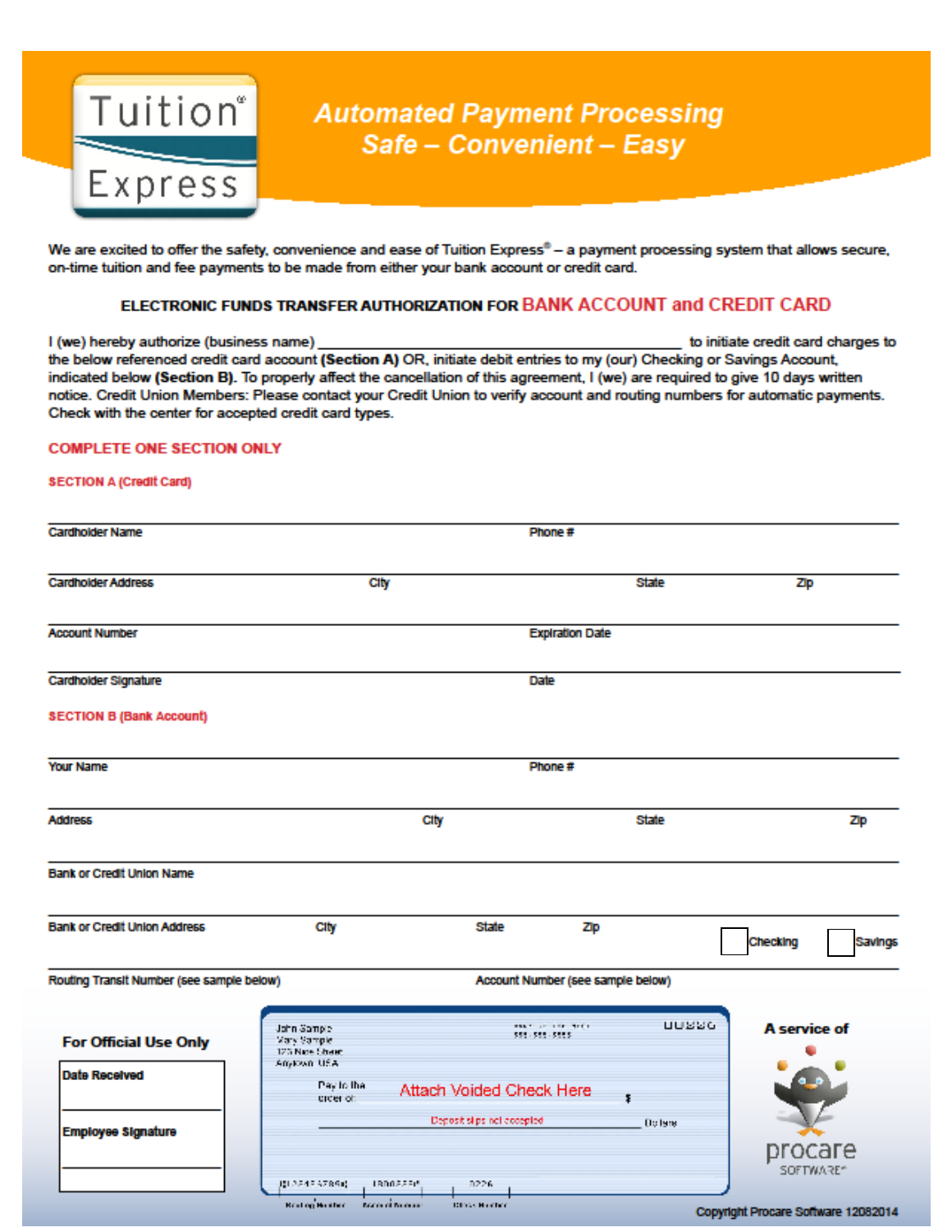# Tuition Express®

## Automated Payment Processing
## Safe – Convenient – Easy

We are excited to offer the safety, convenience and ease of Tuition Express® – a payment processing system that allows secure, on-time tuition and fee payments to be made from either your bank account or credit card.

### ELECTRONIC FUNDS TRANSFER AUTHORIZATION FOR BANK ACCOUNT and CREDIT CARD

I (we) hereby authorize (business name) ______________________________ to initiate credit card charges to the below referenced credit card account **(Section A)** OR, initiate debit entries to my (our) Checking or Savings Account, indicated below **(Section B)**. To properly affect the cancellation of this agreement, I (we) are required to give 10 days written notice. Credit Union Members: Please contact your Credit Union to verify account and routing numbers for automatic payments. Check with the center for accepted credit card types.

**COMPLETE ONE SECTION ONLY**

**SECTION A (Credit Card)**

Cardholder Name ______________________ Phone # ______________________

Cardholder Address ______________ City ______________ State ________ Zip ________

Account Number ______________________ Expiration Date ______________________

Cardholder Signature ______________________ Date ______________________

**SECTION B (Bank Account)**

Your Name ______________________ Phone # ______________________

Address ______________ City ______________ State ________ Zip ________

Bank or Credit Union Name ______________________

Bank or Credit Union Address ______________ City ______________ State ________ Zip ________ ☐ Checking ☐ Savings

Routing Transit Number (see sample below) ______________________ Account Number (see sample below) ______________________

**For Official Use Only**

| Date Received |
|---|
| Employee Signature |

Attach Voided Check Here

Deposit slips not accepted

A service of procare SOFTWARE®

Copyright Procare Software 12082014